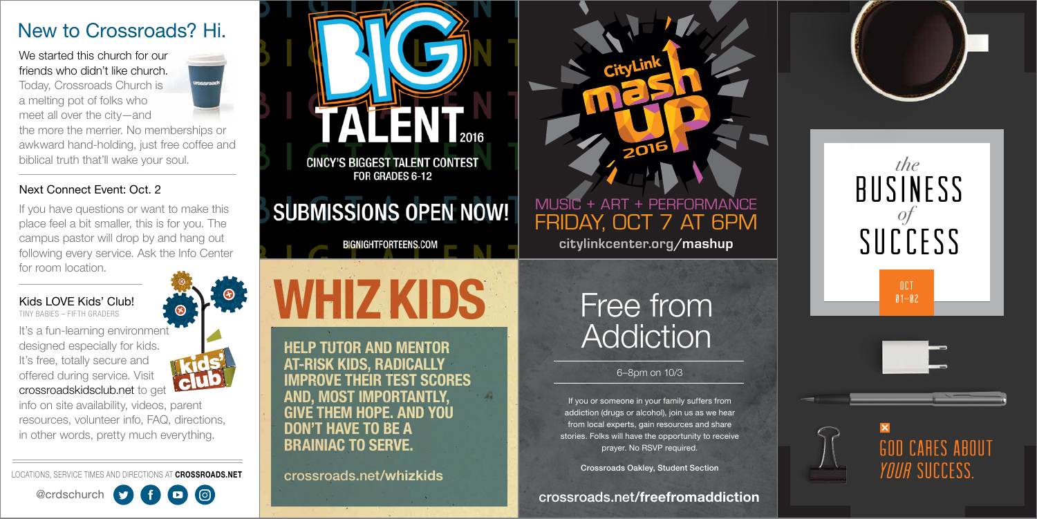# New to Crossroads? Hi.

We started this church for our friends who didn't like church. Today, Crossroads Church is a melting pot of folks who meet all over the city—and the more the merrier. No memberships or awkward hand-holding, just free coffee and biblical truth that'll wake your soul.

### Next Connect Event: Oct. 2

If you have questions or want to make this place feel a bit smaller, this is for you. The campus pastor will drop by and hang out following every service. Ask the Info Center for room location.

### Kids LOVE Kids' Club!

TINY BABIES – FIFTH GRADERS

It's a fun-learning environment designed especially for kids. It's free, totally secure and offered during service. Visit crossroadskidsclub.net to get info on site availability, videos, parent resources, volunteer info, FAQ, directions, in other words, pretty much everything.

LOCATIONS, SERVICE TIMES AND DIRECTIONS AT **CROSSROADS.NET**

@crdschurch

# BIG TALENT 2016

CINCY'S BIGGEST TALENT CONTEST FOR GRADES 6-12

## SUBMISSIONS OPEN NOW!

BIGNIGHTFORTEENS.COM

# WHIZ KIDS

**HELP TUTOR AND MENTOR AT-RISK KIDS, RADICALLY IMPROVE THEIR TEST SCORES AND, MOST IMPORTANTLY, GIVE THEM HOPE. AND YOU DON'T HAVE TO BE A BRAINIAC TO SERVE.**

crossroads.net/**whizkids**

# CityLink mash UP 2016

MUSIC + ART + PERFORMANCE

FRIDAY, OCT 7 AT 6PM

citylinkcenter.org/**mashup**

# Free from Addiction

6–8pm on 10/3

If you or someone in your family suffers from addiction (drugs or alcohol), join us as we hear from local experts, gain resources and share stories. Folks will have the opportunity to receive prayer. No RSVP required.

**Crossroads Oakley, Student Section**

crossroads.net/**freefromaddiction**

# *the* BUSINESS *of* SUCCESS

OCT 01–02

GOD CARES ABOUT *YOUR* SUCCESS.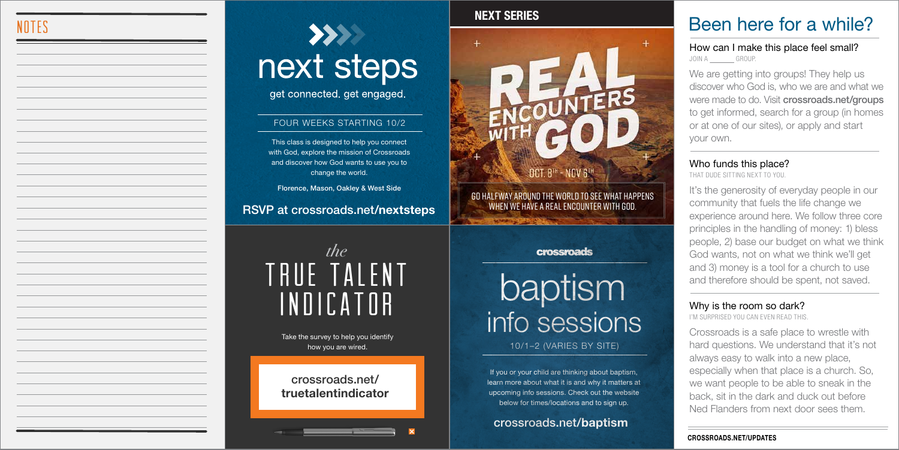## NOTES

# next steps

get connected. get engaged.

FOUR WEEKS STARTING 10/2

This class is designed to help you connect with God, explore the mission of Crossroads and discover how God wants to use you to change the world.

**Florence, Mason, Oakley & West Side**

**RSVP at crossroads.net/nextsteps**

# *the* TRUE TALENT INDICATOR

Take the survey to help you identify how you are wired.

**crossroads.net/truetalentindicator**

## NEXT SERIES

# REAL ENCOUNTERS WITH GOD

OCT. 8TH - NOV 6TH

GO HALFWAY AROUND THE WORLD TO SEE WHAT HAPPENS WHEN WE HAVE A REAL ENCOUNTER WITH GOD.

**crossroads**

# baptism info sessions

10/1–2 (VARIES BY SITE)

If you or your child are thinking about baptism, learn more about what it is and why it matters at upcoming info sessions. Check out the website below for times/locations and to sign up.

crossroads.net/**baptism**

# Been here for a while?

### How can I make this place feel small?

JOIN A ______ GROUP.

We are getting into groups! They help us discover who God is, who we are and what we were made to do. Visit **crossroads.net/groups** to get informed, search for a group (in homes or at one of our sites), or apply and start your own.

### Who funds this place?

THAT DUDE SITTING NEXT TO YOU.

It's the generosity of everyday people in our community that fuels the life change we experience around here. We follow three core principles in the handling of money: 1) bless people, 2) base our budget on what we think God wants, not on what we think we'll get and 3) money is a tool for a church to use and therefore should be spent, not saved.

### Why is the room so dark?

I'M SURPRISED YOU CAN EVEN READ THIS.

Crossroads is a safe place to wrestle with hard questions. We understand that it's not always easy to walk into a new place, especially when that place is a church. So, we want people to be able to sneak in the back, sit in the dark and duck out before Ned Flanders from next door sees them.

**CROSSROADS.NET/UPDATES**